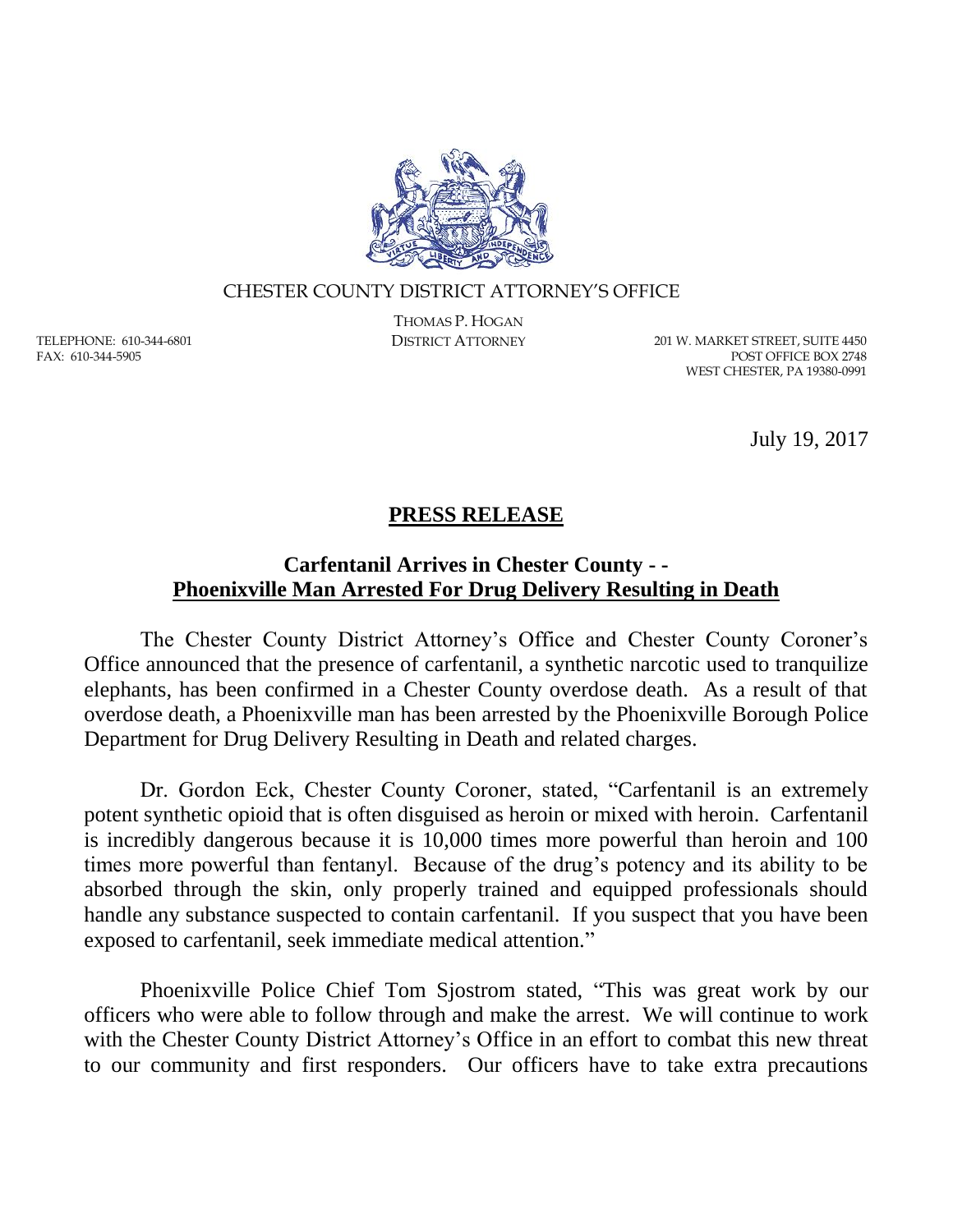CHESTER COUNTY DISTRICT ATTORNEY'S OFFICE

THOMAS P. HOGAN
DISTRICT ATTORNEY

TELEPHONE: 610-344-6801
FAX: 610-344-5905

201 W. MARKET STREET, SUITE 4450
POST OFFICE BOX 2748
WEST CHESTER, PA 19380-0991

July 19, 2017

# PRESS RELEASE

## Carfentanil Arrives in Chester County - - Phoenixville Man Arrested For Drug Delivery Resulting in Death

The Chester County District Attorney's Office and Chester County Coroner's Office announced that the presence of carfentanil, a synthetic narcotic used to tranquilize elephants, has been confirmed in a Chester County overdose death. As a result of that overdose death, a Phoenixville man has been arrested by the Phoenixville Borough Police Department for Drug Delivery Resulting in Death and related charges.

Dr. Gordon Eck, Chester County Coroner, stated, "Carfentanil is an extremely potent synthetic opioid that is often disguised as heroin or mixed with heroin. Carfentanil is incredibly dangerous because it is 10,000 times more powerful than heroin and 100 times more powerful than fentanyl. Because of the drug's potency and its ability to be absorbed through the skin, only properly trained and equipped professionals should handle any substance suspected to contain carfentanil. If you suspect that you have been exposed to carfentanil, seek immediate medical attention."

Phoenixville Police Chief Tom Sjostrom stated, "This was great work by our officers who were able to follow through and make the arrest. We will continue to work with the Chester County District Attorney's Office in an effort to combat this new threat to our community and first responders. Our officers have to take extra precautions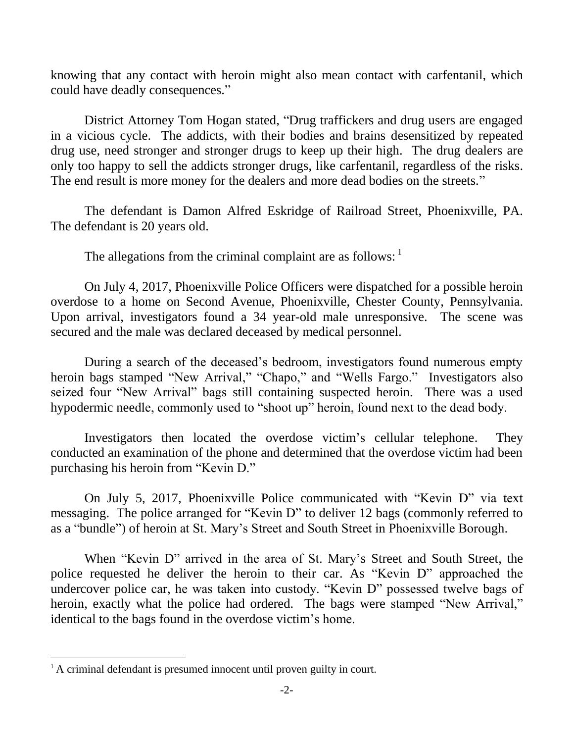knowing that any contact with heroin might also mean contact with carfentanil, which could have deadly consequences."

District Attorney Tom Hogan stated, "Drug traffickers and drug users are engaged in a vicious cycle. The addicts, with their bodies and brains desensitized by repeated drug use, need stronger and stronger drugs to keep up their high. The drug dealers are only too happy to sell the addicts stronger drugs, like carfentanil, regardless of the risks. The end result is more money for the dealers and more dead bodies on the streets."

The defendant is Damon Alfred Eskridge of Railroad Street, Phoenixville, PA. The defendant is 20 years old.

The allegations from the criminal complaint are as follows: [1]

On July 4, 2017, Phoenixville Police Officers were dispatched for a possible heroin overdose to a home on Second Avenue, Phoenixville, Chester County, Pennsylvania. Upon arrival, investigators found a 34 year-old male unresponsive. The scene was secured and the male was declared deceased by medical personnel.

During a search of the deceased's bedroom, investigators found numerous empty heroin bags stamped "New Arrival," "Chapo," and "Wells Fargo." Investigators also seized four "New Arrival" bags still containing suspected heroin. There was a used hypodermic needle, commonly used to "shoot up" heroin, found next to the dead body.

Investigators then located the overdose victim's cellular telephone. They conducted an examination of the phone and determined that the overdose victim had been purchasing his heroin from "Kevin D."

On July 5, 2017, Phoenixville Police communicated with "Kevin D" via text messaging. The police arranged for "Kevin D" to deliver 12 bags (commonly referred to as a "bundle") of heroin at St. Mary's Street and South Street in Phoenixville Borough.

When "Kevin D" arrived in the area of St. Mary's Street and South Street, the police requested he deliver the heroin to their car. As "Kevin D" approached the undercover police car, he was taken into custody. "Kevin D" possessed twelve bags of heroin, exactly what the police had ordered. The bags were stamped "New Arrival," identical to the bags found in the overdose victim's home.

---

[1] A criminal defendant is presumed innocent until proven guilty in court.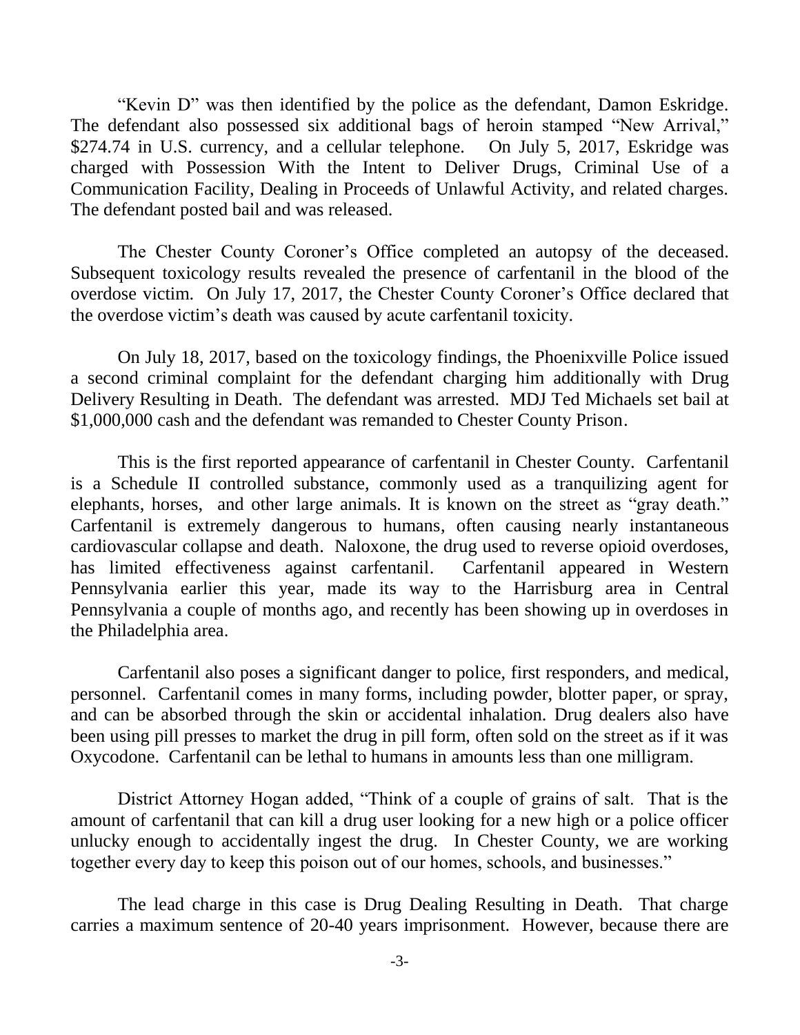"Kevin D" was then identified by the police as the defendant, Damon Eskridge. The defendant also possessed six additional bags of heroin stamped "New Arrival," $274.74 in U.S. currency, and a cellular telephone. On July 5, 2017, Eskridge was charged with Possession With the Intent to Deliver Drugs, Criminal Use of a Communication Facility, Dealing in Proceeds of Unlawful Activity, and related charges. The defendant posted bail and was released.

The Chester County Coroner's Office completed an autopsy of the deceased. Subsequent toxicology results revealed the presence of carfentanil in the blood of the overdose victim. On July 17, 2017, the Chester County Coroner's Office declared that the overdose victim's death was caused by acute carfentanil toxicity.

On July 18, 2017, based on the toxicology findings, the Phoenixville Police issued a second criminal complaint for the defendant charging him additionally with Drug Delivery Resulting in Death. The defendant was arrested. MDJ Ted Michaels set bail at $1,000,000 cash and the defendant was remanded to Chester County Prison.

This is the first reported appearance of carfentanil in Chester County. Carfentanil is a Schedule II controlled substance, commonly used as a tranquilizing agent for elephants, horses, and other large animals. It is known on the street as "gray death." Carfentanil is extremely dangerous to humans, often causing nearly instantaneous cardiovascular collapse and death. Naloxone, the drug used to reverse opioid overdoses, has limited effectiveness against carfentanil. Carfentanil appeared in Western Pennsylvania earlier this year, made its way to the Harrisburg area in Central Pennsylvania a couple of months ago, and recently has been showing up in overdoses in the Philadelphia area.

Carfentanil also poses a significant danger to police, first responders, and medical, personnel. Carfentanil comes in many forms, including powder, blotter paper, or spray, and can be absorbed through the skin or accidental inhalation. Drug dealers also have been using pill presses to market the drug in pill form, often sold on the street as if it was Oxycodone. Carfentanil can be lethal to humans in amounts less than one milligram.

District Attorney Hogan added, "Think of a couple of grains of salt. That is the amount of carfentanil that can kill a drug user looking for a new high or a police officer unlucky enough to accidentally ingest the drug. In Chester County, we are working together every day to keep this poison out of our homes, schools, and businesses."

The lead charge in this case is Drug Dealing Resulting in Death. That charge carries a maximum sentence of 20-40 years imprisonment. However, because there are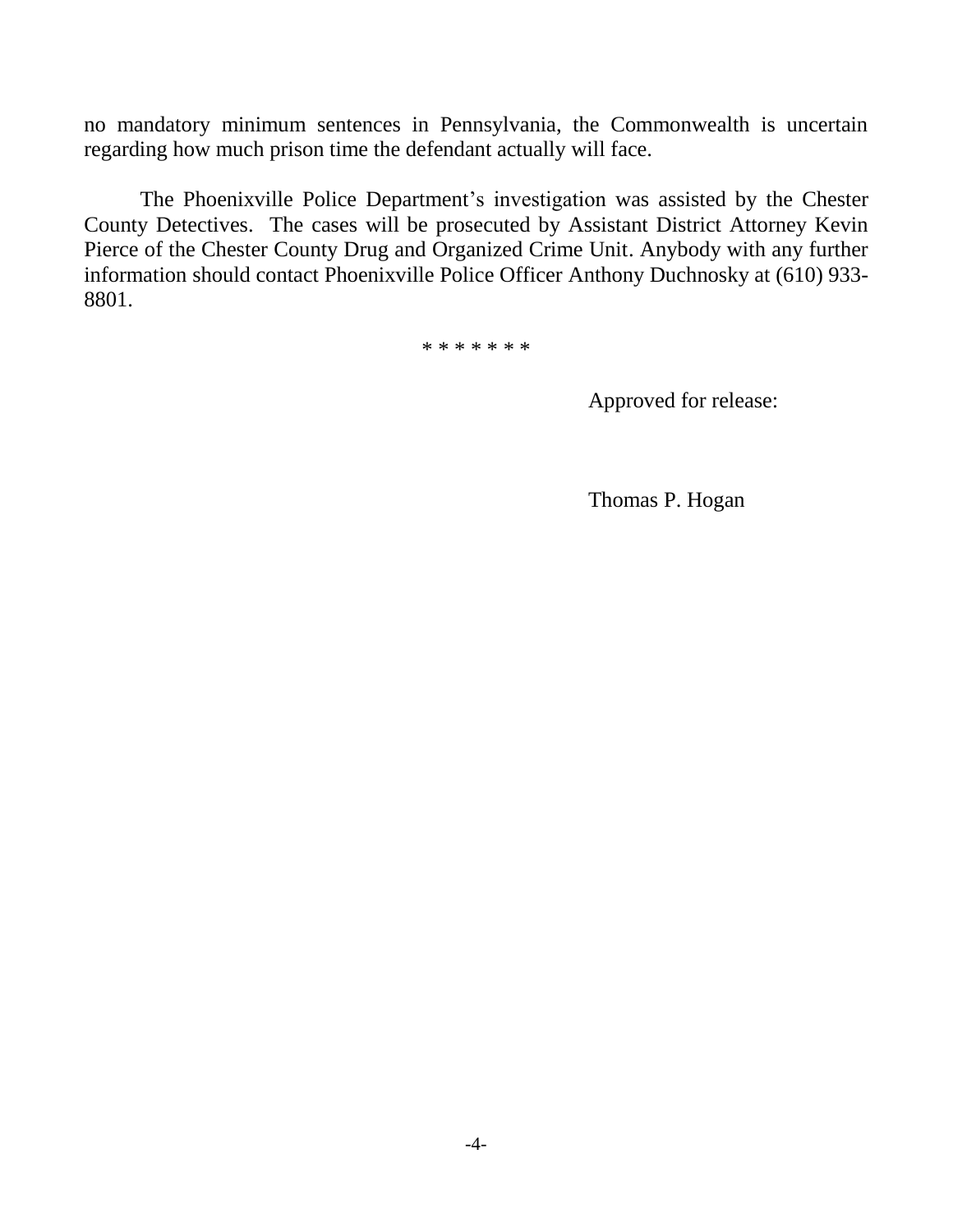no mandatory minimum sentences in Pennsylvania, the Commonwealth is uncertain regarding how much prison time the defendant actually will face.

The Phoenixville Police Department's investigation was assisted by the Chester County Detectives. The cases will be prosecuted by Assistant District Attorney Kevin Pierce of the Chester County Drug and Organized Crime Unit. Anybody with any further information should contact Phoenixville Police Officer Anthony Duchnosky at (610) 933-8801.

* * * * * * *

Approved for release:

Thomas P. Hogan